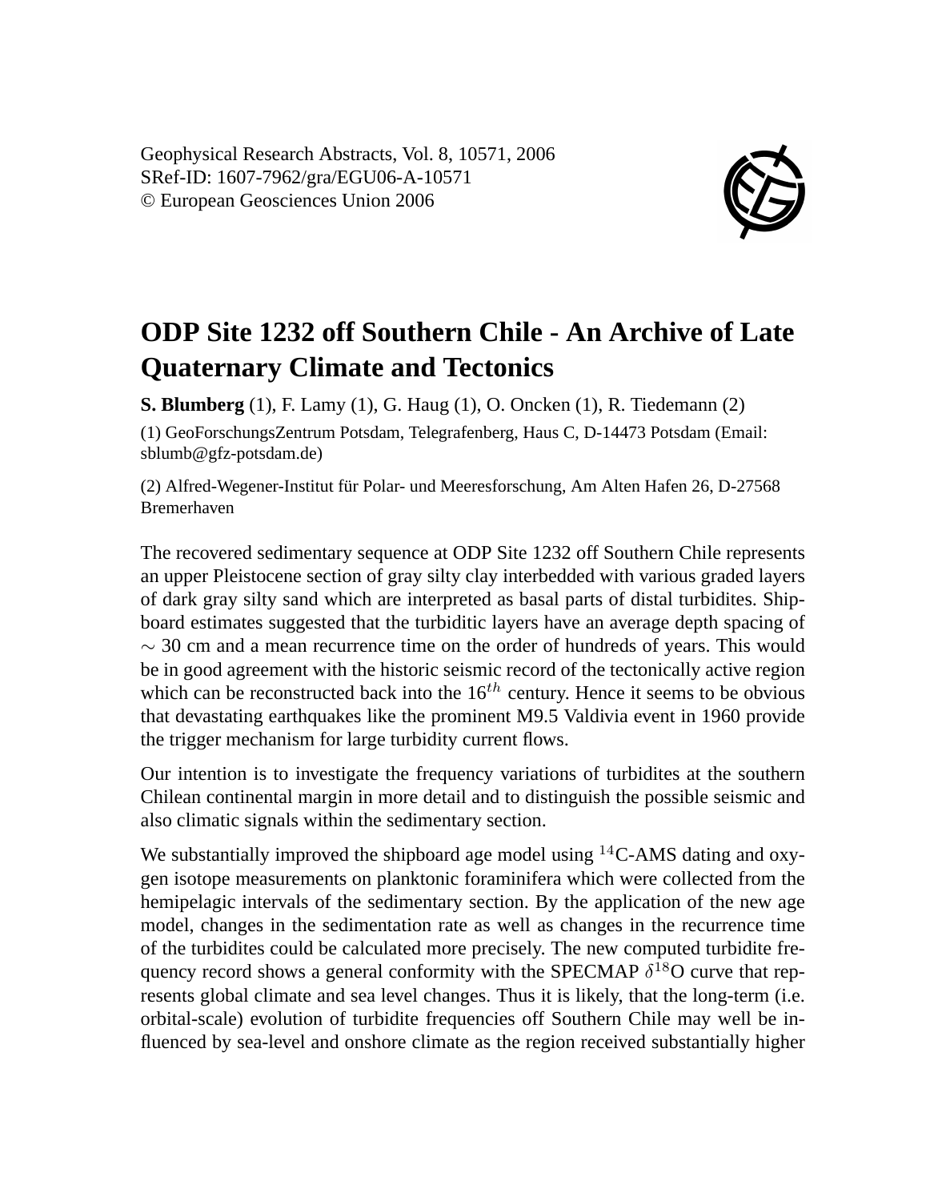# ODP Site 1232 off Southern Chile - An Archive of Late Quaternary Climate and Tectonics

**S. Blumberg** (1), F. Lamy (1), G. Haug (1), O. Oncken (1), R. Tiedemann (2)

(1) GeoForschungsZentrum Potsdam, Telegrafenberg, Haus C, D-14473 Potsdam (Email: sblumb@gfz-potsdam.de)

(2) Alfred-Wegener-Institut für Polar- und Meeresforschung, Am Alten Hafen 26, D-27568 Bremerhaven

The recovered sedimentary sequence at ODP Site 1232 off Southern Chile represents an upper Pleistocene section of gray silty clay interbedded with various graded layers of dark gray silty sand which are interpreted as basal parts of distal turbidites. Shipboard estimates suggested that the turbiditic layers have an average depth spacing of $\sim 30$ cm and a mean recurrence time on the order of hundreds of years. This would be in good agreement with the historic seismic record of the tectonically active region which can be reconstructed back into the $16^{th}$ century. Hence it seems to be obvious that devastating earthquakes like the prominent M9.5 Valdivia event in 1960 provide the trigger mechanism for large turbidity current flows.

Our intention is to investigate the frequency variations of turbidites at the southern Chilean continental margin in more detail and to distinguish the possible seismic and also climatic signals within the sedimentary section.

We substantially improved the shipboard age model using $^{14}$C-AMS dating and oxygen isotope measurements on planktonic foraminifera which were collected from the hemipelagic intervals of the sedimentary section. By the application of the new age model, changes in the sedimentation rate as well as changes in the recurrence time of the turbidites could be calculated more precisely. The new computed turbidite frequency record shows a general conformity with the SPECMAP $\delta^{18}$O curve that represents global climate and sea level changes. Thus it is likely, that the long-term (i.e. orbital-scale) evolution of turbidite frequencies off Southern Chile may well be influenced by sea-level and onshore climate as the region received substantially higher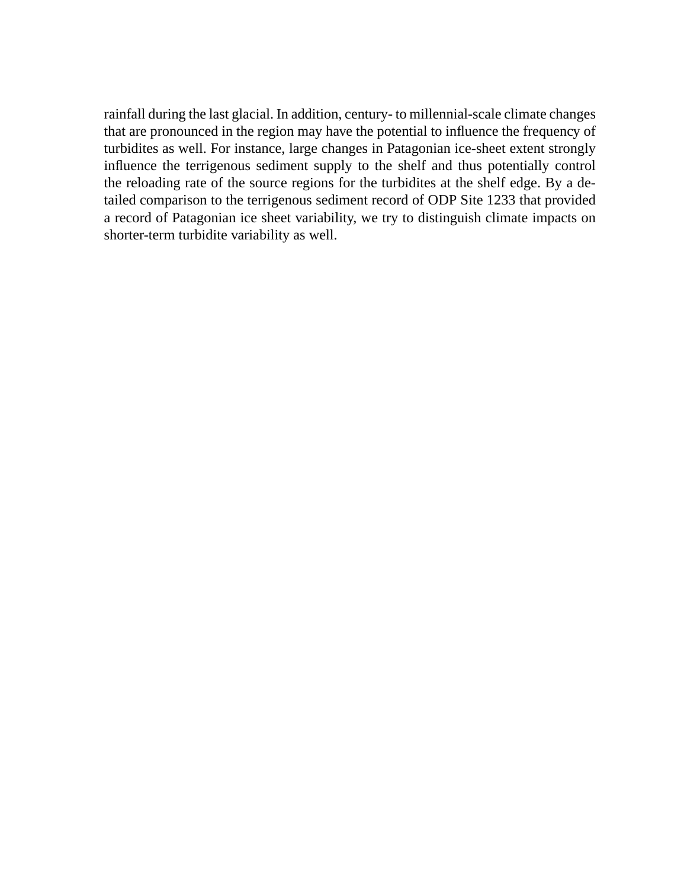rainfall during the last glacial. In addition, century- to millennial-scale climate changes that are pronounced in the region may have the potential to influence the frequency of turbidites as well. For instance, large changes in Patagonian ice-sheet extent strongly influence the terrigenous sediment supply to the shelf and thus potentially control the reloading rate of the source regions for the turbidites at the shelf edge. By a detailed comparison to the terrigenous sediment record of ODP Site 1233 that provided a record of Patagonian ice sheet variability, we try to distinguish climate impacts on shorter-term turbidite variability as well.